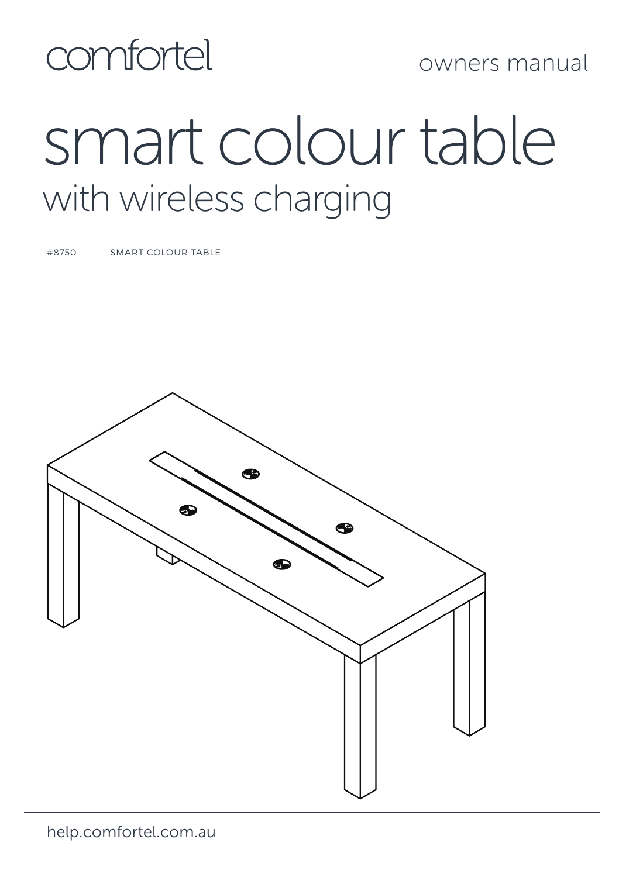comfortel

owners manual

# smart colour table

## with wireless charging

#8750 SMART COLOUR TABLE

help.comfortel.com.au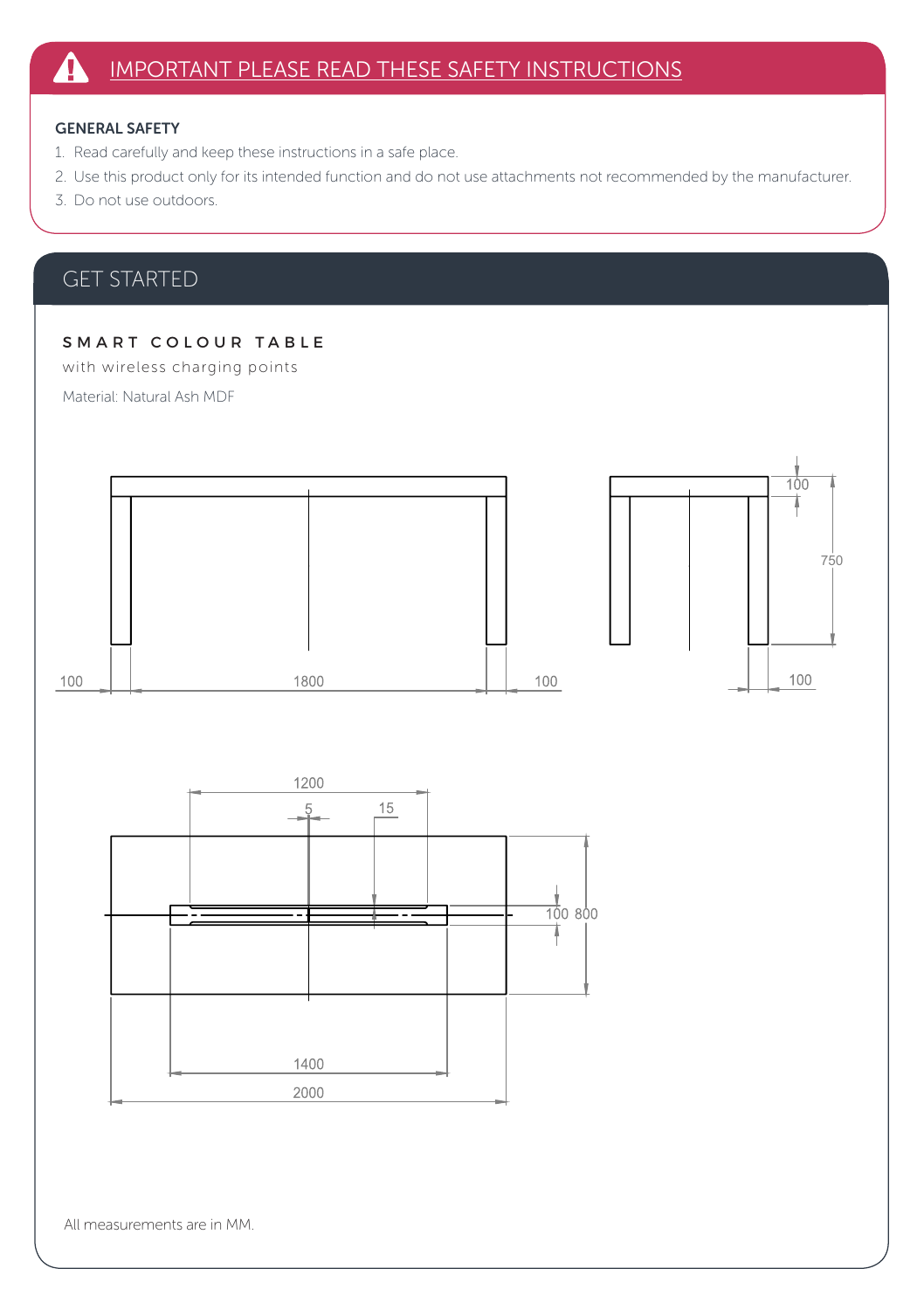# IMPORTANT PLEASE READ THESE SAFETY INSTRUCTIONS

**GENERAL SAFETY**

1. Read carefully and keep these instructions in a safe place.
2. Use this product only for its intended function and do not use attachments not recommended by the manufacturer.
3. Do not use outdoors.

## GET STARTED

### SMART COLOUR TABLE

with wireless charging points

Material: Natural Ash MDF

100 1800 100

100 750 100

1200 5 15

100 800

1400

2000

All measurements are in MM.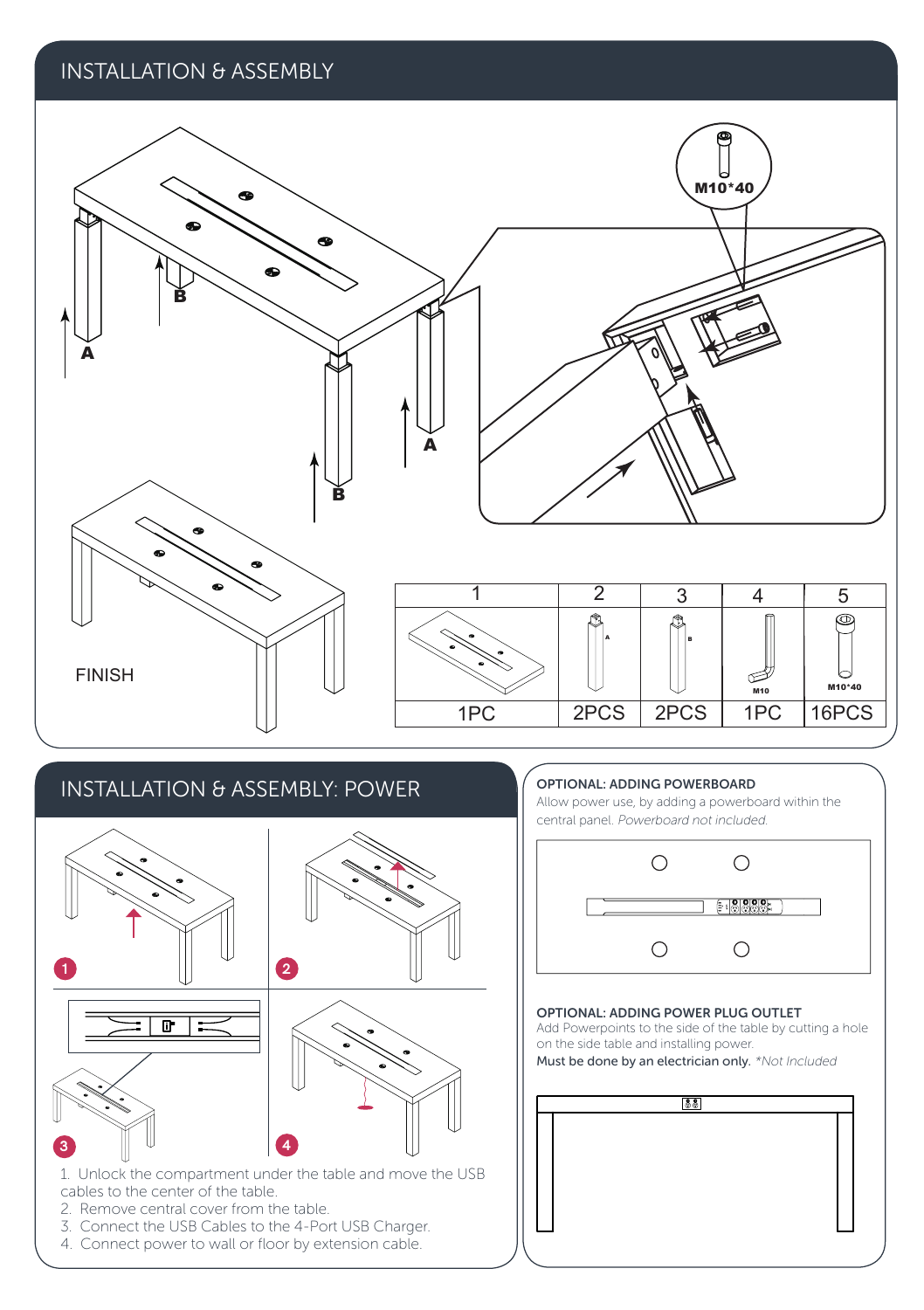## INSTALLATION & ASSEMBLY

M10*40

A

B

B

A

FINISH

| 1 | 2 | 3 | 4 | 5 |
|---|---|---|---|---|
| | A | B | M10 | M10*40 |
| 1PC | 2PCS | 2PCS | 1PC | 16PCS |

## INSTALLATION & ASSEMBLY: POWER

1. Unlock the compartment under the table and move the USB cables to the center of the table.
2. Remove central cover from the table.
3. Connect the USB Cables to the 4-Port USB Charger.
4. Connect power to wall or floor by extension cable.

**OPTIONAL: ADDING POWERBOARD**

Allow power use, by adding a powerboard within the central panel. *Powerboard not included.*

**OPTIONAL: ADDING POWER PLUG OUTLET**

Add Powerpoints to the side of the table by cutting a hole on the side table and installing power.

Must be done by an electrician only. *\*Not Included*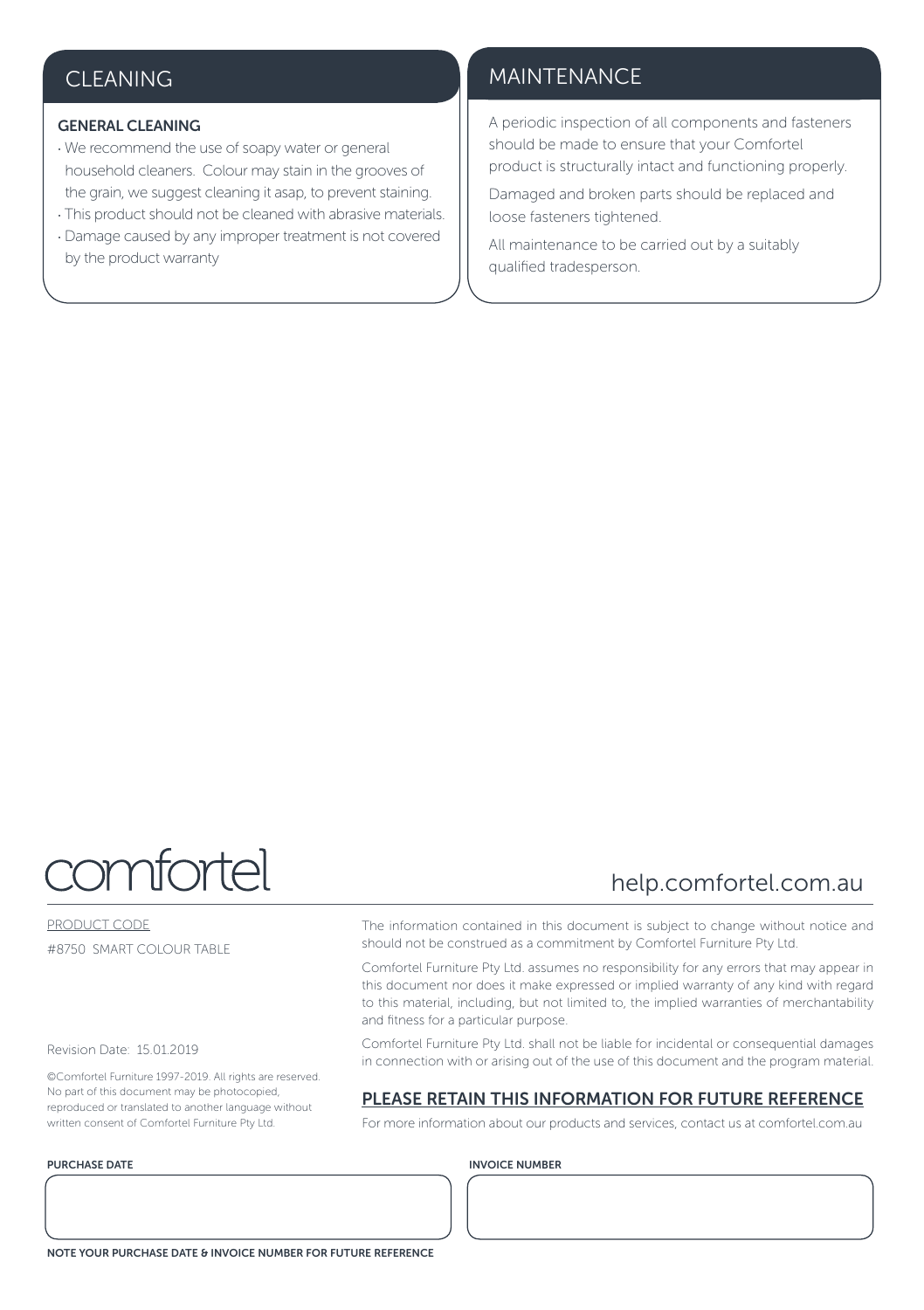## CLEANING

### GENERAL CLEANING

- We recommend the use of soapy water or general household cleaners. Colour may stain in the grooves of the grain, we suggest cleaning it asap, to prevent staining.
- This product should not be cleaned with abrasive materials.
- Damage caused by any improper treatment is not covered by the product warranty

## MAINTENANCE

A periodic inspection of all components and fasteners should be made to ensure that your Comfortel product is structurally intact and functioning properly.

Damaged and broken parts should be replaced and loose fasteners tightened.

All maintenance to be carried out by a suitably qualified tradesperson.

# comfortel

help.comfortel.com.au

PRODUCT CODE

#8750 SMART COLOUR TABLE

Revision Date: 15.01.2019

©Comfortel Furniture 1997-2019. All rights are reserved. No part of this document may be photocopied, reproduced or translated to another language without written consent of Comfortel Furniture Pty Ltd.

The information contained in this document is subject to change without notice and should not be construed as a commitment by Comfortel Furniture Pty Ltd.

Comfortel Furniture Pty Ltd. assumes no responsibility for any errors that may appear in this document nor does it make expressed or implied warranty of any kind with regard to this material, including, but not limited to, the implied warranties of merchantability and fitness for a particular purpose.

Comfortel Furniture Pty Ltd. shall not be liable for incidental or consequential damages in connection with or arising out of the use of this document and the program material.

## PLEASE RETAIN THIS INFORMATION FOR FUTURE REFERENCE

For more information about our products and services, contact us at comfortel.com.au

**PURCHASE DATE**

**INVOICE NUMBER**

**NOTE YOUR PURCHASE DATE & INVOICE NUMBER FOR FUTURE REFERENCE**